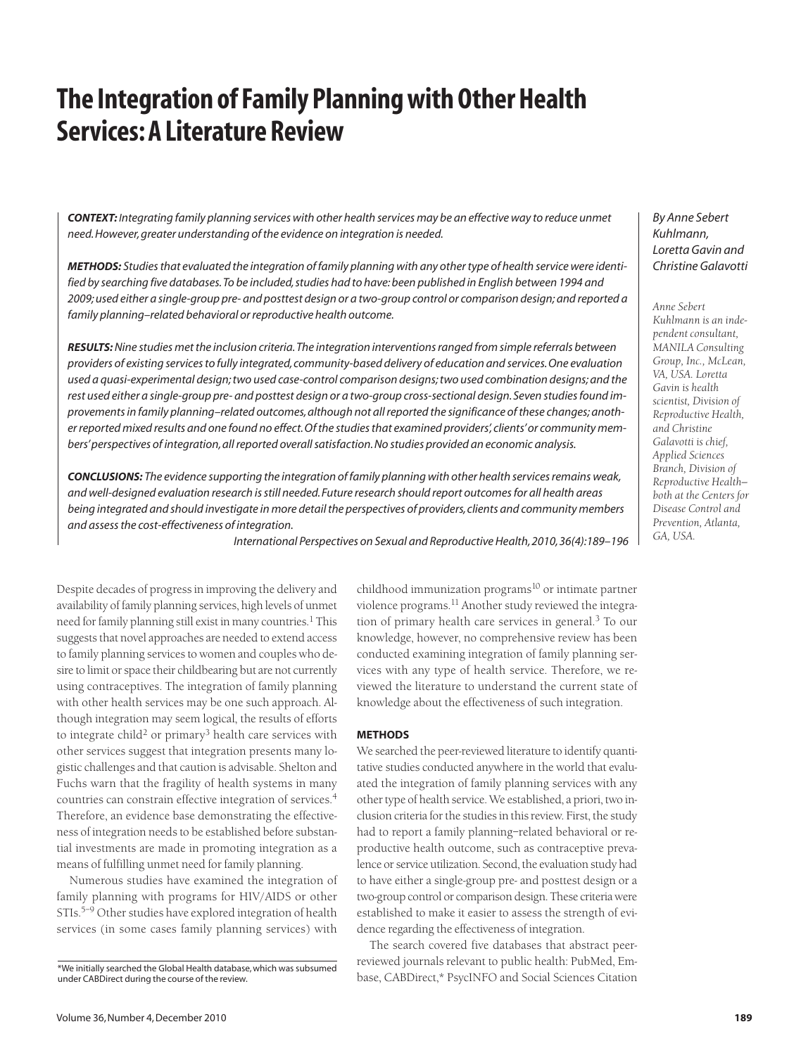# The Integration of Family Planning with Other Health Services: A Literature Review

*By Anne Sebert Kuhlmann, Loretta Gavin and Christine Galavotti*

*Anne Sebert Kuhlmann is an independent consultant, MANILA Consulting Group, Inc., McLean, VA, USA. Loretta Gavin is health scientist, Division of Reproductive Health, and Christine Galavotti is chief, Applied Sciences Branch, Division of Reproductive Health—both at the Centers for Disease Control and Prevention, Atlanta, GA, USA.*

***CONTEXT:*** *Integrating family planning services with other health services may be an effective way to reduce unmet need. However, greater understanding of the evidence on integration is needed.*

***METHODS:*** *Studies that evaluated the integration of family planning with any other type of health service were identified by searching five databases. To be included, studies had to have: been published in English between 1994 and 2009; used either a single-group pre- and posttest design or a two-group control or comparison design; and reported a family planning–related behavioral or reproductive health outcome.*

***RESULTS:*** *Nine studies met the inclusion criteria. The integration interventions ranged from simple referrals between providers of existing services to fully integrated, community-based delivery of education and services. One evaluation used a quasi-experimental design; two used case-control comparison designs; two used combination designs; and the rest used either a single-group pre- and posttest design or a two-group cross-sectional design. Seven studies found improvements in family planning–related outcomes, although not all reported the significance of these changes; another reported mixed results and one found no effect. Of the studies that examined providers', clients' or community members' perspectives of integration, all reported overall satisfaction. No studies provided an economic analysis.*

***CONCLUSIONS:*** *The evidence supporting the integration of family planning with other health services remains weak, and well-designed evaluation research is still needed. Future research should report outcomes for all health areas being integrated and should investigate in more detail the perspectives of providers, clients and community members and assess the cost-effectiveness of integration.*

*International Perspectives on Sexual and Reproductive Health, 2010, 36(4):189–196*

Despite decades of progress in improving the delivery and availability of family planning services, high levels of unmet need for family planning still exist in many countries.[1] This suggests that novel approaches are needed to extend access to family planning services to women and couples who desire to limit or space their childbearing but are not currently using contraceptives. The integration of family planning with other health services may be one such approach. Although integration may seem logical, the results of efforts to integrate child[2] or primary[3] health care services with other services suggest that integration presents many logistic challenges and that caution is advisable. Shelton and Fuchs warn that the fragility of health systems in many countries can constrain effective integration of services.[4] Therefore, an evidence base demonstrating the effectiveness of integration needs to be established before substantial investments are made in promoting integration as a means of fulfilling unmet need for family planning.

Numerous studies have examined the integration of family planning with programs for HIV/AIDS or other STIs.[5–9] Other studies have explored integration of health services (in some cases family planning services) with childhood immunization programs[10] or intimate partner violence programs.[11] Another study reviewed the integration of primary health care services in general.[3] To our knowledge, however, no comprehensive review has been conducted examining integration of family planning services with any type of health service. Therefore, we reviewed the literature to understand the current state of knowledge about the effectiveness of such integration.

## METHODS

We searched the peer-reviewed literature to identify quantitative studies conducted anywhere in the world that evaluated the integration of family planning services with any other type of health service. We established, a priori, two inclusion criteria for the studies in this review. First, the study had to report a family planning–related behavioral or reproductive health outcome, such as contraceptive prevalence or service utilization. Second, the evaluation study had to have either a single-group pre- and posttest design or a two-group control or comparison design. These criteria were established to make it easier to assess the strength of evidence regarding the effectiveness of integration.

The search covered five databases that abstract peer-reviewed journals relevant to public health: PubMed, Embase, CABDirect,* PsycINFO and Social Sciences Citation

*We initially searched the Global Health database, which was subsumed under CABDirect during the course of the review.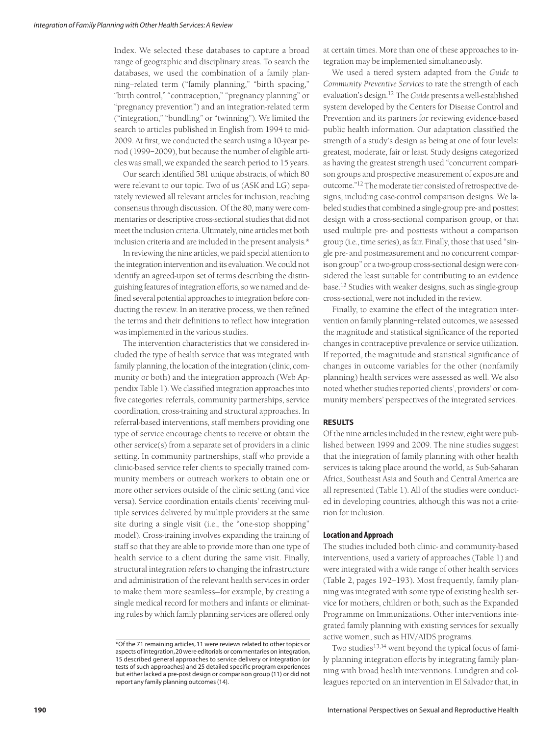Index. We selected these databases to capture a broad range of geographic and disciplinary areas. To search the databases, we used the combination of a family planning–related term ("family planning," "birth spacing," "birth control," "contraception," "pregnancy planning" or "pregnancy prevention") and an integration-related term ("integration," "bundling" or "twinning"). We limited the search to articles published in English from 1994 to mid-2009. At first, we conducted the search using a 10-year period (1999–2009), but because the number of eligible articles was small, we expanded the search period to 15 years.

Our search identified 581 unique abstracts, of which 80 were relevant to our topic. Two of us (ASK and LG) separately reviewed all relevant articles for inclusion, reaching consensus through discussion. Of the 80, many were commentaries or descriptive cross-sectional studies that did not meet the inclusion criteria. Ultimately, nine articles met both inclusion criteria and are included in the present analysis.*

In reviewing the nine articles, we paid special attention to the integration intervention and its evaluation. We could not identify an agreed-upon set of terms describing the distinguishing features of integration efforts, so we named and defined several potential approaches to integration before conducting the review. In an iterative process, we then refined the terms and their definitions to reflect how integration was implemented in the various studies.

The intervention characteristics that we considered included the type of health service that was integrated with family planning, the location of the integration (clinic, community or both) and the integration approach (Web Appendix Table 1). We classified integration approaches into five categories: referrals, community partnerships, service coordination, cross-training and structural approaches. In referral-based interventions, staff members providing one type of service encourage clients to receive or obtain the other service(s) from a separate set of providers in a clinic setting. In community partnerships, staff who provide a clinic-based service refer clients to specially trained community members or outreach workers to obtain one or more other services outside of the clinic setting (and vice versa). Service coordination entails clients' receiving multiple services delivered by multiple providers at the same site during a single visit (i.e., the "one-stop shopping" model). Cross-training involves expanding the training of staff so that they are able to provide more than one type of health service to a client during the same visit. Finally, structural integration refers to changing the infrastructure and administration of the relevant health services in order to make them more seamless—for example, by creating a single medical record for mothers and infants or eliminating rules by which family planning services are offered only at certain times. More than one of these approaches to integration may be implemented simultaneously.

We used a tiered system adapted from the *Guide to Community Preventive Services* to rate the strength of each evaluation's design.[12] The *Guide* presents a well-established system developed by the Centers for Disease Control and Prevention and its partners for reviewing evidence-based public health information. Our adaptation classified the strength of a study's design as being at one of four levels: greatest, moderate, fair or least. Study designs categorized as having the greatest strength used "concurrent comparison groups and prospective measurement of exposure and outcome."[12] The moderate tier consisted of retrospective designs, including case-control comparison designs. We labeled studies that combined a single-group pre- and posttest design with a cross-sectional comparison group, or that used multiple pre- and posttests without a comparison group (i.e., time series), as fair. Finally, those that used "single pre- and postmeasurement and no concurrent comparison group" or a two-group cross-sectional design were considered the least suitable for contributing to an evidence base.[12] Studies with weaker designs, such as single-group cross-sectional, were not included in the review.

Finally, to examine the effect of the integration intervention on family planning–related outcomes, we assessed the magnitude and statistical significance of the reported changes in contraceptive prevalence or service utilization. If reported, the magnitude and statistical significance of changes in outcome variables for the other (nonfamily planning) health services were assessed as well. We also noted whether studies reported clients', providers' or community members' perspectives of the integrated services.

## RESULTS

Of the nine articles included in the review, eight were published between 1999 and 2009. The nine studies suggest that the integration of family planning with other health services is taking place around the world, as Sub-Saharan Africa, Southeast Asia and South and Central America are all represented (Table 1). All of the studies were conducted in developing countries, although this was not a criterion for inclusion.

### Location and Approach

The studies included both clinic- and community-based interventions, used a variety of approaches (Table 1) and were integrated with a wide range of other health services (Table 2, pages 192–193). Most frequently, family planning was integrated with some type of existing health service for mothers, children or both, such as the Expanded Programme on Immunizations. Other interventions integrated family planning with existing services for sexually active women, such as HIV/AIDS programs.

Two studies[13,14] went beyond the typical focus of family planning integration efforts by integrating family planning with broad health interventions. Lundgren and colleagues reported on an intervention in El Salvador that, in

*Of the 71 remaining articles, 11 were reviews related to other topics or aspects of integration, 20 were editorials or commentaries on integration, 15 described general approaches to service delivery or integration (or tests of such approaches) and 25 detailed specific program experiences but either lacked a pre-post design or comparison group (11) or did not report any family planning outcomes (14).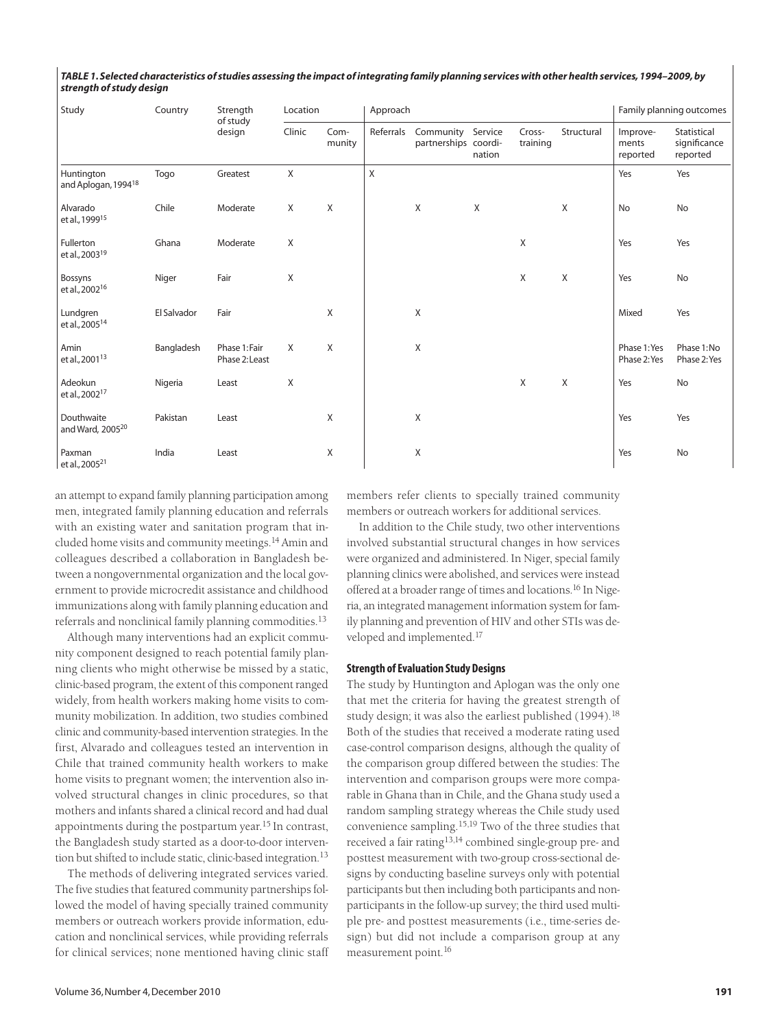***TABLE 1. Selected characteristics of studies assessing the impact of integrating family planning services with other health services, 1994–2009, by strength of study design***

| Study | Country | Strength of study design | Location | | Approach | | | | | Family planning outcomes | |
|---|---|---|---|---|---|---|---|---|---|---|---|
| | | | Clinic | Community | Referrals | Community partnerships | Service coordination | Cross-training | Structural | Improvements reported | Statistical significance reported |
| Huntington and Aplogan, 1994[18] | Togo | Greatest | X | | X | | | | | Yes | Yes |
| Alvarado et al., 1999[15] | Chile | Moderate | X | X | | X | X | | X | No | No |
| Fullerton et al., 2003[19] | Ghana | Moderate | X | | | | | X | | Yes | Yes |
| Bossyns et al., 2002[16] | Niger | Fair | X | | | | | X | X | Yes | No |
| Lundgren et al., 2005[14] | El Salvador | Fair | | X | | X | | | | Mixed | Yes |
| Amin et al., 2001[13] | Bangladesh | Phase 1: Fair Phase 2: Least | X | X | | X | | | | Phase 1: Yes Phase 2: Yes | Phase 1: No Phase 2: Yes |
| Adeokun et al., 2002[17] | Nigeria | Least | X | | | | | X | X | Yes | No |
| Douthwaite and Ward, 2005[20] | Pakistan | Least | | X | | X | | | | Yes | Yes |
| Paxman et al., 2005[21] | India | Least | | X | | X | | | | Yes | No |

an attempt to expand family planning participation among men, integrated family planning education and referrals with an existing water and sanitation program that included home visits and community meetings.[14] Amin and colleagues described a collaboration in Bangladesh between a nongovernmental organization and the local government to provide microcredit assistance and childhood immunizations along with family planning education and referrals and nonclinical family planning commodities.[13]

Although many interventions had an explicit community component designed to reach potential family planning clients who might otherwise be missed by a static, clinic-based program, the extent of this component ranged widely, from health workers making home visits to community mobilization. In addition, two studies combined clinic and community-based intervention strategies. In the first, Alvarado and colleagues tested an intervention in Chile that trained community health workers to make home visits to pregnant women; the intervention also involved structural changes in clinic procedures, so that mothers and infants shared a clinical record and had dual appointments during the postpartum year.[15] In contrast, the Bangladesh study started as a door-to-door intervention but shifted to include static, clinic-based integration.[13]

The methods of delivering integrated services varied. The five studies that featured community partnerships followed the model of having specially trained community members or outreach workers provide information, education and nonclinical services, while providing referrals for clinical services; none mentioned having clinic staff members refer clients to specially trained community members or outreach workers for additional services.

In addition to the Chile study, two other interventions involved substantial structural changes in how services were organized and administered. In Niger, special family planning clinics were abolished, and services were instead offered at a broader range of times and locations.[16] In Nigeria, an integrated management information system for family planning and prevention of HIV and other STIs was developed and implemented.[17]

**Strength of Evaluation Study Designs**

The study by Huntington and Aplogan was the only one that met the criteria for having the greatest strength of study design; it was also the earliest published (1994).[18] Both of the studies that received a moderate rating used case-control comparison designs, although the quality of the comparison group differed between the studies: The intervention and comparison groups were more comparable in Ghana than in Chile, and the Ghana study used a random sampling strategy whereas the Chile study used convenience sampling.[15,19] Two of the three studies that received a fair rating[13,14] combined single-group pre- and posttest measurement with two-group cross-sectional designs by conducting baseline surveys only with potential participants but then including both participants and nonparticipants in the follow-up survey; the third used multiple pre- and posttest measurements (i.e., time-series design) but did not include a comparison group at any measurement point.[16]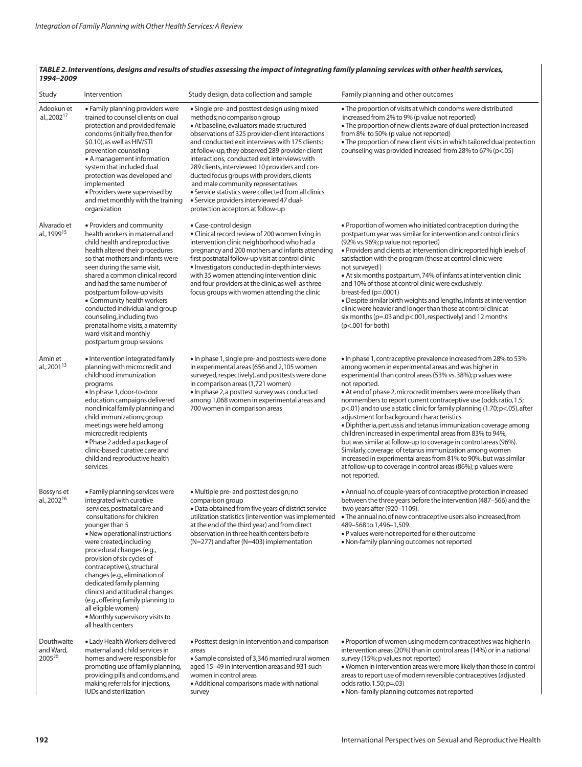**TABLE 2. Interventions, designs and results of studies assessing the impact of integrating family planning services with other health services, 1994–2009**

| Study | Intervention | Study design, data collection and sample | Family planning and other outcomes |
|---|---|---|---|
| Adeokun et al., 2002[17] | • Family planning providers were trained to counsel clients on dual protection and provided female condoms (initially free, then for $0.10), as well as HIV/STI prevention counseling<br>• A management information system that included dual protection was developed and implemented<br>• Providers were supervised by and met monthly with the training organization | • Single pre- and posttest design using mixed methods; no comparison group<br>• At baseline, evaluators made structured observations of 325 provider-client interactions and conducted exit interviews with 175 clients; at follow-up, they observed 289 provider-client interactions, conducted exit interviews with 289 clients, interviewed 10 providers and conducted focus groups with providers, clients and male community representatives<br>• Service statistics were collected from all clinics<br>• Service providers interviewed 47 dual-protection acceptors at follow-up | • The proportion of visits at which condoms were distributed increased from 2% to 9% (p value not reported)<br>• The proportion of new clients aware of dual protection increased from 8% to 50% (p value not reported)<br>• The proportion of new client visits in which tailored dual protection counseling was provided increased from 28% to 67% (p<.05) |
| Alvarado et al., 1999[15] | • Providers and community health workers in maternal and child health and reproductive health altered their procedures so that mothers and infants were seen during the same visit, shared a common clinical record and had the same number of postpartum follow-up visits<br>• Community health workers conducted individual and group counseling, including two prenatal home visits, a maternity ward visit and monthly postpartum group sessions | • Case-control design<br>• Clinical record review of 200 women living in intervention clinic neighborhood who had a pregnancy and 200 mothers and infants attending first postnatal follow-up visit at control clinic<br>• Investigators conducted in-depth interviews with 35 women attending intervention clinic and four providers at the clinic, as well as three focus groups with women attending the clinic | • Proportion of women who initiated contraception during the postpartum year was similar for intervention and control clinics (92% vs. 96%; p value not reported)<br>• Providers and clients at intervention clinic reported high levels of satisfaction with the program (those at control clinic were not surveyed)<br>• At six months postpartum, 74% of infants at intervention clinic and 10% of those at control clinic were exclusively breast-fed (p=.0001)<br>• Despite similar birth weights and lengths, infants at intervention clinic were heavier and longer than those at control clinic at six months (p=.03 and p<.001, respectively) and 12 months (p<.001 for both) |
| Amin et al., 2001[13] | • Intervention integrated family planning with microcredit and childhood immunization programs<br>• In phase 1, door-to-door education campaigns delivered nonclinical family planning and child immunizations; group meetings were held among microcredit recipients<br>• Phase 2 added a package of clinic-based curative care and child and reproductive health services | • In phase 1, single pre- and posttests were done in experimental areas (656 and 2,105 women surveyed, respectively), and posttests were done in comparison areas (1,721 women)<br>• In phase 2, a posttest survey was conducted among 1,068 women in experimental areas and 700 women in comparison areas | • In phase 1, contraceptive prevalence increased from 28% to 53% among women in experimental areas and was higher in experimental than control areas (53% vs. 38%); p values were not reported.<br>• At end of phase 2, microcredit members were more likely than nonmembers to report current contraceptive use (odds ratio, 1.5; p<.01) and to use a static clinic for family planning (1.70; p<.05), after adjustment for background characteristics<br>• Diphtheria, pertussis and tetanus immunization coverage among children increased in experimental areas from 83% to 94%, but was similar at follow-up to coverage in control areas (96%). Similarly, coverage of tetanus immunization among women increased in experimental areas from 81% to 90%, but was similar at follow-up to coverage in control areas (86%); p values were not reported. |
| Bossyns et al., 2002[16] | • Family planning services were integrated with curative services, postnatal care and consultations for children younger than 5<br>• New operational instructions were created, including procedural changes (e.g., provision of six cycles of contraceptives), structural changes (e.g., elimination of dedicated family planning clinics) and attitudinal changes (e.g., offering family planning to all eligible women)<br>• Monthly supervisory visits to all health centers | • Multiple pre- and posttest design; no comparison group<br>• Data obtained from five years of district service utilization statistics (intervention was implemented at the end of the third year) and from direct observation in three health centers before (N=277) and after (N=403) implementation | • Annual no. of couple-years of contraceptive protection increased between the three years before the intervention (487–566) and the two years after (920–1109).<br>• The annual no. of new contraceptive users also increased, from 489–568 to 1,496–1,509.<br>• P values were not reported for either outcome<br>• Non-family planning outcomes not reported |
| Douthwaite and Ward, 2005[20] | • Lady Health Workers delivered maternal and child services in homes and were responsible for promoting use of family planning, providing pills and condoms, and making referrals for injections, IUDs and sterilization | • Posttest design in intervention and comparison areas<br>• Sample consisted of 3,346 married rural women aged 15–49 in intervention areas and 931 such women in control areas<br>• Additional comparisons made with national survey | • Proportion of women using modern contraceptives was higher in intervention areas (20%) than in control areas (14%) or in a national survey (15%; p values not reported)<br>• Women in intervention areas were more likely than those in control areas to report use of modern reversible contraceptives (adjusted odds ratio, 1.50; p=.03)<br>• Non–family planning outcomes not reported |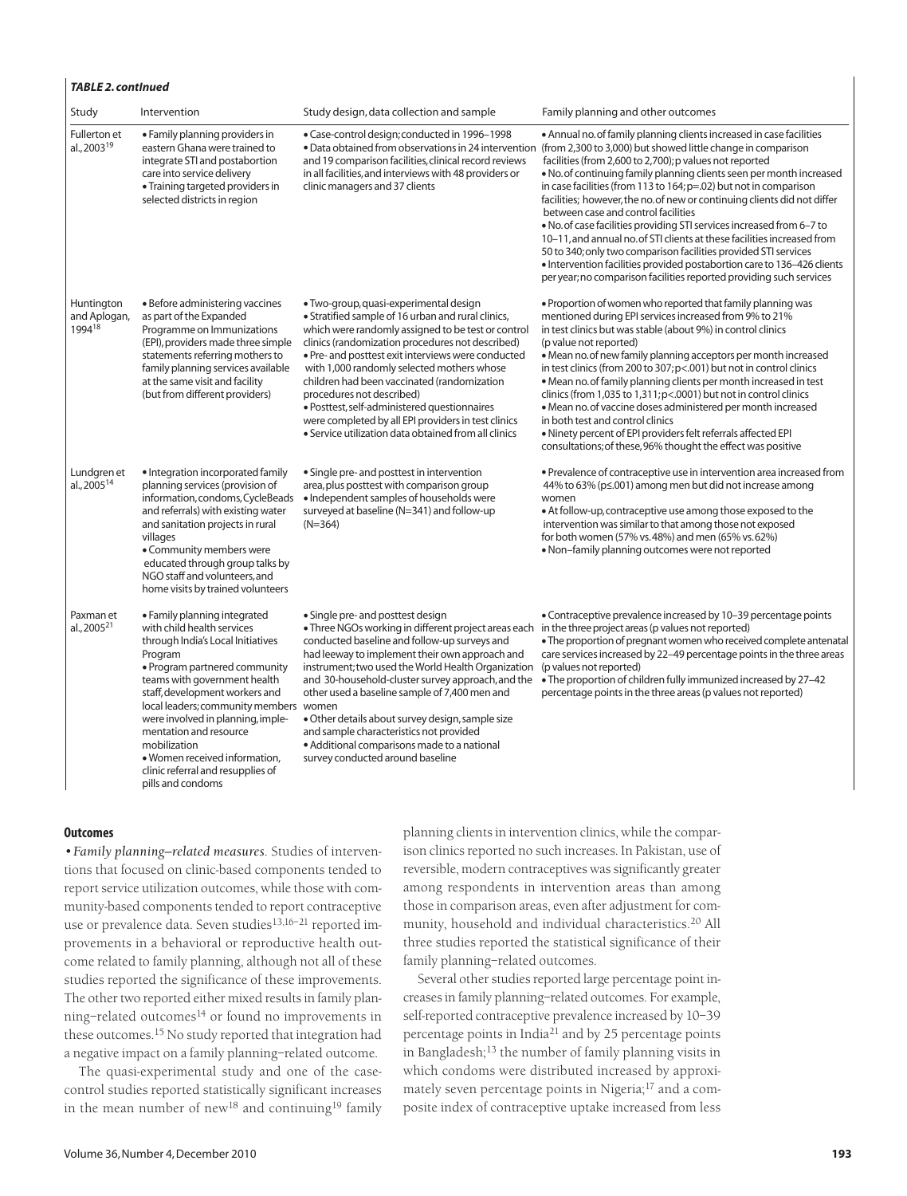**TABLE 2. continued**

| Study | Intervention | Study design, data collection and sample | Family planning and other outcomes |
|---|---|---|---|
| Fullerton et al., 2003[19] | • Family planning providers in eastern Ghana were trained to integrate STI and postabortion care into service delivery<br>• Training targeted providers in selected districts in region | • Case-control design; conducted in 1996–1998<br>• Data obtained from observations in 24 intervention and 19 comparison facilities, clinical record reviews in all facilities, and interviews with 48 providers or clinic managers and 37 clients | • Annual no. of family planning clients increased in case facilities (from 2,300 to 3,000) but showed little change in comparison facilities (from 2,600 to 2,700); p values not reported<br>• No. of continuing family planning clients seen per month increased in case facilities (from 113 to 164; p=.02) but not in comparison facilities; however, the no. of new or continuing clients did not differ between case and control facilities<br>• No. of case facilities providing STI services increased from 6–7 to 10–11, and annual no. of STI clients at these facilities increased from 50 to 340; only two comparison facilities provided STI services<br>• Intervention facilities provided postabortion care to 136–426 clients per year; no comparison facilities reported providing such services |
| Huntington and Aplogan, 1994[18] | • Before administering vaccines as part of the Expanded Programme on Immunizations (EPI), providers made three simple statements referring mothers to family planning services available at the same visit and facility (but from different providers) | • Two-group, quasi-experimental design<br>• Stratified sample of 16 urban and rural clinics, which were randomly assigned to be test or control clinics (randomization procedures not described)<br>• Pre- and posttest exit interviews were conducted with 1,000 randomly selected mothers whose children had been vaccinated (randomization procedures not described)<br>• Posttest, self-administered questionnaires were completed by all EPI providers in test clinics<br>• Service utilization data obtained from all clinics | • Proportion of women who reported that family planning was mentioned during EPI services increased from 9% to 21% in test clinics but was stable (about 9%) in control clinics (p value not reported)<br>• Mean no. of new family planning acceptors per month increased in test clinics (from 200 to 307; p<.001) but not in control clinics<br>• Mean no. of family planning clients per month increased in test clinics (from 1,035 to 1,311; p<.0001) but not in control clinics<br>• Mean no. of vaccine doses administered per month increased in both test and control clinics<br>• Ninety percent of EPI providers felt referrals affected EPI consultations; of these, 96% thought the effect was positive |
| Lundgren et al., 2005[14] | • Integration incorporated family planning services (provision of information, condoms, CycleBeads and referrals) with existing water and sanitation projects in rural villages<br>• Community members were educated through group talks by NGO staff and volunteers, and home visits by trained volunteers | • Single pre- and posttest in intervention area, plus posttest with comparison group<br>• Independent samples of households were surveyed at baseline (N=341) and follow-up (N=364) | • Prevalence of contraceptive use in intervention area increased from 44% to 63% (p≤.001) among men but did not increase among women<br>• At follow-up, contraceptive use among those exposed to the intervention was similar to that among those not exposed for both women (57% vs. 48%) and men (65% vs. 62%)<br>• Non–family planning outcomes were not reported |
| Paxman et al., 2005[21] | • Family planning integrated with child health services through India's Local Initiatives Program<br>• Program partnered community teams with government health staff, development workers and local leaders; community members were involved in planning, implementation and resource mobilization<br>• Women received information, clinic referral and resupplies of pills and condoms | • Single pre- and posttest design<br>• Three NGOs working in different project areas each conducted baseline and follow-up surveys and had leeway to implement their own approach and instrument; two used the World Health Organization and 30-household-cluster survey approach, and the other used a baseline sample of 7,400 men and women<br>• Other details about survey design, sample size and sample characteristics not provided<br>• Additional comparisons made to a national survey conducted around baseline | • Contraceptive prevalence increased by 10–39 percentage points in the three project areas (p values not reported)<br>• The proportion of pregnant women who received complete antenatal care services increased by 22–49 percentage points in the three areas (p values not reported)<br>• The proportion of children fully immunized increased by 27–42 percentage points in the three areas (p values not reported) |

### Outcomes

• *Family planning–related measures.* Studies of interventions that focused on clinic-based components tended to report service utilization outcomes, while those with community-based components tended to report contraceptive use or prevalence data. Seven studies[13,16–21] reported improvements in a behavioral or reproductive health outcome related to family planning, although not all of these studies reported the significance of these improvements. The other two reported either mixed results in family planning–related outcomes[14] or found no improvements in these outcomes.[15] No study reported that integration had a negative impact on a family planning–related outcome.

The quasi-experimental study and one of the case-control studies reported statistically significant increases in the mean number of new[18] and continuing[19] family planning clients in intervention clinics, while the comparison clinics reported no such increases. In Pakistan, use of reversible, modern contraceptives was significantly greater among respondents in intervention areas than among those in comparison areas, even after adjustment for community, household and individual characteristics.[20] All three studies reported the statistical significance of their family planning–related outcomes.

Several other studies reported large percentage point increases in family planning–related outcomes. For example, self-reported contraceptive prevalence increased by 10–39 percentage points in India[21] and by 25 percentage points in Bangladesh;[13] the number of family planning visits in which condoms were distributed increased by approximately seven percentage points in Nigeria;[17] and a composite index of contraceptive uptake increased from less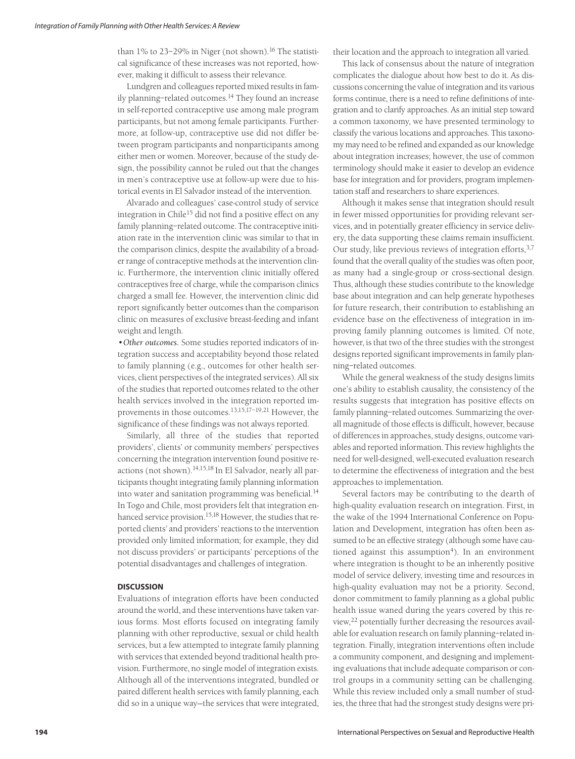than 1% to 23–29% in Niger (not shown).[16] The statistical significance of these increases was not reported, however, making it difficult to assess their relevance.

Lundgren and colleagues reported mixed results in family planning–related outcomes.[14] They found an increase in self-reported contraceptive use among male program participants, but not among female participants. Furthermore, at follow-up, contraceptive use did not differ between program participants and nonparticipants among either men or women. Moreover, because of the study design, the possibility cannot be ruled out that the changes in men's contraceptive use at follow-up were due to historical events in El Salvador instead of the intervention.

Alvarado and colleagues' case-control study of service integration in Chile[15] did not find a positive effect on any family planning–related outcome. The contraceptive initiation rate in the intervention clinic was similar to that in the comparison clinics, despite the availability of a broader range of contraceptive methods at the intervention clinic. Furthermore, the intervention clinic initially offered contraceptives free of charge, while the comparison clinics charged a small fee. However, the intervention clinic did report significantly better outcomes than the comparison clinic on measures of exclusive breast-feeding and infant weight and length.

•*Other outcomes.* Some studies reported indicators of integration success and acceptability beyond those related to family planning (e.g., outcomes for other health services, client perspectives of the integrated services). All six of the studies that reported outcomes related to the other health services involved in the integration reported improvements in those outcomes.[13,15,17–19,21] However, the significance of these findings was not always reported.

Similarly, all three of the studies that reported providers', clients' or community members' perspectives concerning the integration intervention found positive reactions (not shown).[14,15,18] In El Salvador, nearly all participants thought integrating family planning information into water and sanitation programming was beneficial.[14] In Togo and Chile, most providers felt that integration enhanced service provision.[15,18] However, the studies that reported clients' and providers' reactions to the intervention provided only limited information; for example, they did not discuss providers' or participants' perceptions of the potential disadvantages and challenges of integration.

## DISCUSSION

Evaluations of integration efforts have been conducted around the world, and these interventions have taken various forms. Most efforts focused on integrating family planning with other reproductive, sexual or child health services, but a few attempted to integrate family planning with services that extended beyond traditional health provision. Furthermore, no single model of integration exists. Although all of the interventions integrated, bundled or paired different health services with family planning, each did so in a unique way—the services that were integrated, their location and the approach to integration all varied.

This lack of consensus about the nature of integration complicates the dialogue about how best to do it. As discussions concerning the value of integration and its various forms continue, there is a need to refine definitions of integration and to clarify approaches. As an initial step toward a common taxonomy, we have presented terminology to classify the various locations and approaches. This taxonomy may need to be refined and expanded as our knowledge about integration increases; however, the use of common terminology should make it easier to develop an evidence base for integration and for providers, program implementation staff and researchers to share experiences.

Although it makes sense that integration should result in fewer missed opportunities for providing relevant services, and in potentially greater efficiency in service delivery, the data supporting these claims remain insufficient. Our study, like previous reviews of integration efforts,[3,7] found that the overall quality of the studies was often poor, as many had a single-group or cross-sectional design. Thus, although these studies contribute to the knowledge base about integration and can help generate hypotheses for future research, their contribution to establishing an evidence base on the effectiveness of integration in improving family planning outcomes is limited. Of note, however, is that two of the three studies with the strongest designs reported significant improvements in family planning–related outcomes.

While the general weakness of the study designs limits one's ability to establish causality, the consistency of the results suggests that integration has positive effects on family planning–related outcomes. Summarizing the overall magnitude of those effects is difficult, however, because of differences in approaches, study designs, outcome variables and reported information. This review highlights the need for well-designed, well-executed evaluation research to determine the effectiveness of integration and the best approaches to implementation.

Several factors may be contributing to the dearth of high-quality evaluation research on integration. First, in the wake of the 1994 International Conference on Population and Development, integration has often been assumed to be an effective strategy (although some have cautioned against this assumption[4]). In an environment where integration is thought to be an inherently positive model of service delivery, investing time and resources in high-quality evaluation may not be a priority. Second, donor commitment to family planning as a global public health issue waned during the years covered by this review,[22] potentially further decreasing the resources available for evaluation research on family planning–related integration. Finally, integration interventions often include a community component, and designing and implementing evaluations that include adequate comparison or control groups in a community setting can be challenging. While this review included only a small number of studies, the three that had the strongest study designs were pri-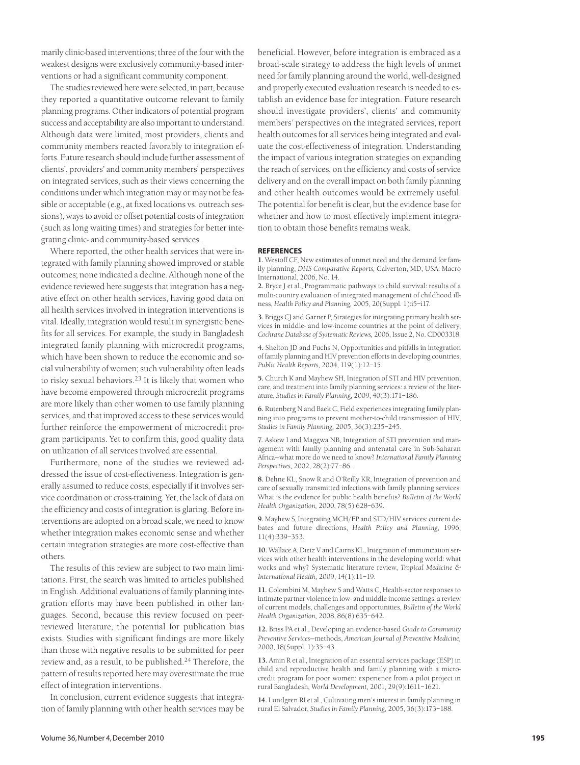marily clinic-based interventions; three of the four with the weakest designs were exclusively community-based interventions or had a significant community component.

The studies reviewed here were selected, in part, because they reported a quantitative outcome relevant to family planning programs. Other indicators of potential program success and acceptability are also important to understand. Although data were limited, most providers, clients and community members reacted favorably to integration efforts. Future research should include further assessment of clients', providers' and community members' perspectives on integrated services, such as their views concerning the conditions under which integration may or may not be feasible or acceptable (e.g., at fixed locations vs. outreach sessions), ways to avoid or offset potential costs of integration (such as long waiting times) and strategies for better integrating clinic- and community-based services.

Where reported, the other health services that were integrated with family planning showed improved or stable outcomes; none indicated a decline. Although none of the evidence reviewed here suggests that integration has a negative effect on other health services, having good data on all health services involved in integration interventions is vital. Ideally, integration would result in synergistic benefits for all services. For example, the study in Bangladesh integrated family planning with microcredit programs, which have been shown to reduce the economic and social vulnerability of women; such vulnerability often leads to risky sexual behaviors.[23] It is likely that women who have become empowered through microcredit programs are more likely than other women to use family planning services, and that improved access to these services would further reinforce the empowerment of microcredit program participants. Yet to confirm this, good quality data on utilization of all services involved are essential.

Furthermore, none of the studies we reviewed addressed the issue of cost-effectiveness. Integration is generally assumed to reduce costs, especially if it involves service coordination or cross-training. Yet, the lack of data on the efficiency and costs of integration is glaring. Before interventions are adopted on a broad scale, we need to know whether integration makes economic sense and whether certain integration strategies are more cost-effective than others.

The results of this review are subject to two main limitations. First, the search was limited to articles published in English. Additional evaluations of family planning integration efforts may have been published in other languages. Second, because this review focused on peer-reviewed literature, the potential for publication bias exists. Studies with significant findings are more likely than those with negative results to be submitted for peer review and, as a result, to be published.[24] Therefore, the pattern of results reported here may overestimate the true effect of integration interventions.

In conclusion, current evidence suggests that integration of family planning with other health services may be beneficial. However, before integration is embraced as a broad-scale strategy to address the high levels of unmet need for family planning around the world, well-designed and properly executed evaluation research is needed to establish an evidence base for integration. Future research should investigate providers', clients' and community members' perspectives on the integrated services, report health outcomes for all services being integrated and evaluate the cost-effectiveness of integration. Understanding the impact of various integration strategies on expanding the reach of services, on the efficiency and costs of service delivery and on the overall impact on both family planning and other health outcomes would be extremely useful. The potential for benefit is clear, but the evidence base for whether and how to most effectively implement integration to obtain those benefits remains weak.

## REFERENCES

**1.** Westoff CF, New estimates of unmet need and the demand for family planning, *DHS Comparative Reports,* Calverton, MD, USA: Macro International, 2006, No. 14.

**2.** Bryce J et al., Programmatic pathways to child survival: results of a multi-country evaluation of integrated management of childhood illness, *Health Policy and Planning,* 2005, 20(Suppl. 1):i5–i17.

**3.** Briggs CJ and Garner P, Strategies for integrating primary health services in middle- and low-income countries at the point of delivery, *Cochrane Database of Systematic Reviews,* 2006, Issue 2, No. CD003318.

**4.** Shelton JD and Fuchs N, Opportunities and pitfalls in integration of family planning and HIV prevention efforts in developing countries, *Public Health Reports,* 2004, 119(1):12–15.

**5.** Church K and Mayhew SH, Integration of STI and HIV prevention, care, and treatment into family planning services: a review of the literature, *Studies in Family Planning,* 2009, 40(3):171–186.

**6.** Rutenberg N and Baek C, Field experiences integrating family planning into programs to prevent mother-to-child transmission of HIV, *Studies in Family Planning,* 2005, 36(3):235–245.

**7.** Askew I and Maggwa NB, Integration of STI prevention and management with family planning and antenatal care in Sub-Saharan Africa—what more do we need to know? *International Family Planning Perspectives,* 2002, 28(2):77–86.

**8.** Dehne KL, Snow R and O'Reilly KR, Integration of prevention and care of sexually transmitted infections with family planning services: What is the evidence for public health benefits? *Bulletin of the World Health Organization,* 2000, 78(5):628–639.

**9.** Mayhew S, Integrating MCH/FP and STD/HIV services: current debates and future directions, *Health Policy and Planning,* 1996, 11(4):339–353.

**10.** Wallace A, Dietz V and Cairns KL, Integration of immunization services with other health interventions in the developing world: what works and why? Systematic literature review, *Tropical Medicine & International Health,* 2009, 14(1):11–19.

**11.** Colombini M, Mayhew S and Watts C, Health-sector responses to intimate partner violence in low- and middle-income settings: a review of current models, challenges and opportunities, *Bulletin of the World Health Organization,* 2008, 86(8):635–642.

**12.** Briss PA et al., Developing an evidence-based *Guide to Community Preventive Services*—methods, *American Journal of Preventive Medicine,* 2000, 18(Suppl. 1):35–43.

**13.** Amin R et al., Integration of an essential services package (ESP) in child and reproductive health and family planning with a microcredit program for poor women: experience from a pilot project in rural Bangladesh, *World Development,* 2001, 29(9):1611–1621.

**14.** Lundgren RI et al., Cultivating men's interest in family planning in rural El Salvador, *Studies in Family Planning,* 2005, 36(3):173–188.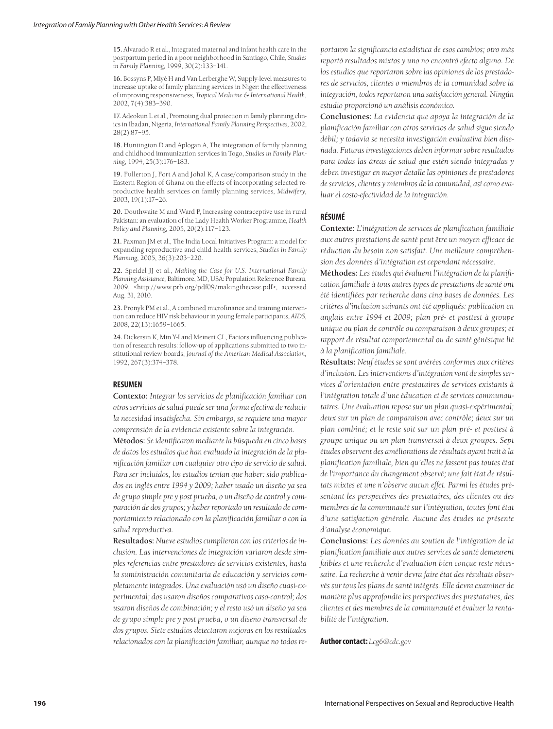**15.** Alvarado R et al., Integrated maternal and infant health care in the postpartum period in a poor neighborhood in Santiago, Chile, *Studies in Family Planning,* 1999, 30(2):133–141.

**16.** Bossyns P, Miyé H and Van Lerberghe W, Supply-level measures to increase uptake of family planning services in Niger: the effectiveness of improving responsiveness, *Tropical Medicine & International Health,* 2002, 7(4):383–390.

**17.** Adeokun L et al., Promoting dual protection in family planning clinics in Ibadan, Nigeria, *International Family Planning Perspectives,* 2002, 28(2):87–95.

**18.** Huntington D and Aplogan A, The integration of family planning and childhood immunization services in Togo, *Studies in Family Planning,* 1994, 25(3):176–183.

**19.** Fullerton J, Fort A and Johal K, A case/comparison study in the Eastern Region of Ghana on the effects of incorporating selected reproductive health services on family planning services, *Midwifery,* 2003, 19(1):17–26.

**20.** Douthwaite M and Ward P, Increasing contraceptive use in rural Pakistan: an evaluation of the Lady Health Worker Programme, *Health Policy and Planning,* 2005, 20(2):117–123.

**21.** Paxman JM et al., The India Local Initiatives Program: a model for expanding reproductive and child health services, *Studies in Family Planning,* 2005, 36(3):203–220.

**22.** Speidel JJ et al., *Making the Case for U.S. International Family Planning Assistance,* Baltimore, MD, USA: Population Reference Bureau, 2009, <http://www.prb.org/pdf09/makingthecase.pdf>, accessed Aug. 31, 2010.

**23.** Pronyk PM et al., A combined microfinance and training intervention can reduce HIV risk behaviour in young female participants, *AIDS,* 2008, 22(13):1659–1665.

**24.** Dickersin K, Min Y-I and Meinert CL, Factors influencing publication of research results: follow-up of applications submitted to two institutional review boards, *Journal of the American Medical Association,* 1992, 267(3):374–378.

## RESUMEN

**Contexto:** *Integrar los servicios de planificación familiar con otros servicios de salud puede ser una forma efectiva de reducir la necesidad insatisfecha. Sin embargo, se requiere una mayor comprensión de la evidencia existente sobre la integración.*

**Métodos:** *Se identificaron mediante la búsqueda en cinco bases de datos los estudios que han evaluado la integración de la planificación familiar con cualquier otro tipo de servicio de salud. Para ser incluidos, los estudios tenían que haber: sido publicados en inglés entre 1994 y 2009; haber usado un diseño ya sea de grupo simple pre y post prueba, o un diseño de control y comparación de dos grupos; y haber reportado un resultado de comportamiento relacionado con la planificación familiar o con la salud reproductiva.*

**Resultados:** *Nueve estudios cumplieron con los criterios de inclusión. Las intervenciones de integración variaron desde simples referencias entre prestadores de servicios existentes, hasta la suministración comunitaria de educación y servicios completamente integrados. Una evaluación usó un diseño cuasi-experimental; dos usaron diseños comparativos caso-control; dos usaron diseños de combinación; y el resto usó un diseño ya sea de grupo simple pre y post prueba, o un diseño transversal de dos grupos. Siete estudios detectaron mejoras en los resultados relacionados con la planificación familiar, aunque no todos reportaron la significancia estadística de esos cambios; otro más reportó resultados mixtos y uno no encontró efecto alguno. De los estudios que reportaron sobre las opiniones de los prestadores de servicios, clientes o miembros de la comunidad sobre la integración, todos reportaron una satisfacción general. Ningún estudio proporcionó un análisis económico.*

**Conclusiones:** *La evidencia que apoya la integración de la planificación familiar con otros servicios de salud sigue siendo débil; y todavía se necesita investigación evaluativa bien diseñada. Futuras investigaciones deben informar sobre resultados para todas las áreas de salud que estén siendo integradas y deben investigar en mayor detalle las opiniones de prestadores de servicios, clientes y miembros de la comunidad, así como evaluar el costo-efectividad de la integración.*

## RÉSUMÉ

**Contexte:** *L'intégration de services de planification familiale aux autres prestations de santé peut être un moyen efficace de réduction du besoin non satisfait. Une meilleure compréhension des données d'intégration est cependant nécessaire.*

**Méthodes:** *Les études qui évaluent l'intégration de la planification familiale à tous autres types de prestations de santé ont été identifiées par recherche dans cinq bases de données. Les critères d'inclusion suivants ont été appliqués: publication en anglais entre 1994 et 2009; plan pré- et posttest à groupe unique ou plan de contrôle ou comparaison à deux groupes; et rapport de résultat comportemental ou de santé génésique lié à la planification familiale.*

**Résultats:** *Neuf études se sont avérées conformes aux critères d'inclusion. Les interventions d'intégration vont de simples services d'orientation entre prestataires de services existants à l'intégration totale d'une éducation et de services communautaires. Une évaluation repose sur un plan quasi-expérimental; deux sur un plan de comparaison avec contrôle; deux sur un plan combiné; et le reste soit sur un plan pré- et posttest à groupe unique ou un plan transversal à deux groupes. Sept études observent des améliorations de résultats ayant trait à la planification familiale, bien qu'elles ne fassent pas toutes état de l'importance du changement observé; une fait état de résultats mixtes et une n'observe aucun effet. Parmi les études présentant les perspectives des prestataires, des clientes ou des membres de la communauté sur l'intégration, toutes font état d'une satisfaction générale. Aucune des études ne présente d'analyse économique.*

**Conclusions:** *Les données au soutien de l'intégration de la planification familiale aux autres services de santé demeurent faibles et une recherche d'évaluation bien conçue reste nécessaire. La recherche à venir devra faire état des résultats observés sur tous les plans de santé intégrés. Elle devra examiner de manière plus approfondie les perspectives des prestataires, des clientes et des membres de la communauté et évaluer la rentabilité de l'intégration.*

**Author contact:** *Lcg6@cdc.gov*